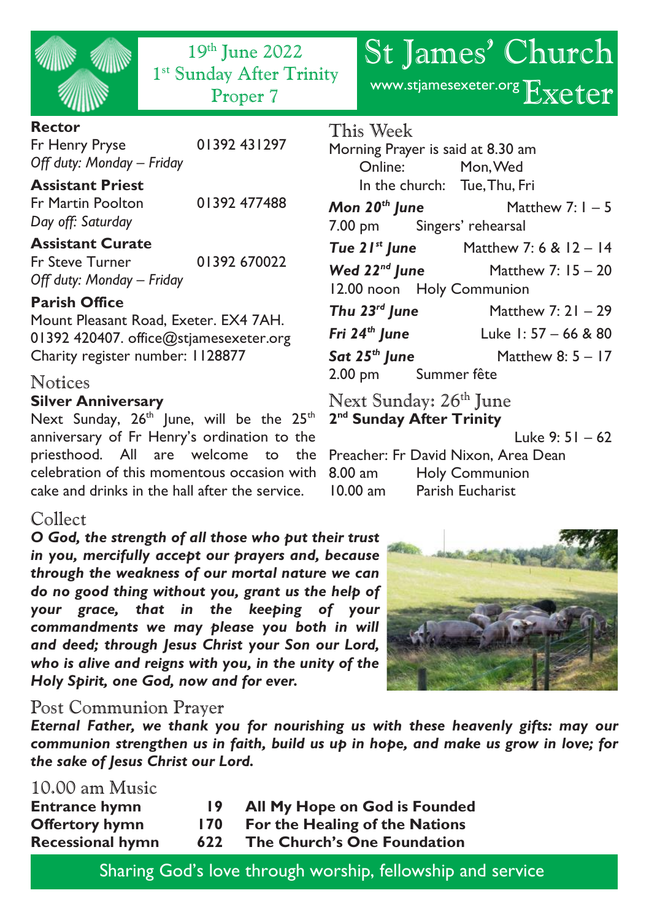19th June 2022
1st Sunday After Trinity
Proper 7

# St James' Church Exeter

www.stjamesexeter.org

**Rector**
Fr Henry Pryse 01392 431297
*Off duty: Monday – Friday*

**Assistant Priest**
Fr Martin Poolton 01392 477488
*Day off: Saturday*

**Assistant Curate**
Fr Steve Turner 01392 670022
*Off duty: Monday – Friday*

**Parish Office**
Mount Pleasant Road, Exeter. EX4 7AH.
01392 420407. office@stjamesexeter.org
Charity register number: 1128877

## Notices

**Silver Anniversary**
Next Sunday, 26th June, will be the 25th anniversary of Fr Henry's ordination to the priesthood. All are welcome to the celebration of this momentous occasion with cake and drinks in the hall after the service.

## This Week

Morning Prayer is said at 8.30 am
Online: Mon, Wed
In the church: Tue, Thu, Fri

***Mon 20th June*** Matthew 7: 1 – 5
7.00 pm Singers' rehearsal

***Tue 21st June*** Matthew 7: 6 & 12 – 14

***Wed 22nd June*** Matthew 7: 15 – 20
12.00 noon Holy Communion

***Thu 23rd June*** Matthew 7: 21 – 29

***Fri 24th June*** Luke 1: 57 – 66 & 80

***Sat 25th June*** Matthew 8: 5 – 17
2.00 pm Summer fête

## Next Sunday: 26th June

**2nd Sunday After Trinity**
Luke 9: 51 – 62
Preacher: Fr David Nixon, Area Dean
8.00 am Holy Communion
10.00 am Parish Eucharist

## Collect

***O God, the strength of all those who put their trust in you, mercifully accept our prayers and, because through the weakness of our mortal nature we can do no good thing without you, grant us the help of your grace, that in the keeping of your commandments we may please you both in will and deed; through Jesus Christ your Son our Lord, who is alive and reigns with you, in the unity of the Holy Spirit, one God, now and for ever.***

## Post Communion Prayer

***Eternal Father, we thank you for nourishing us with these heavenly gifts: may our communion strengthen us in faith, build us up in hope, and make us grow in love; for the sake of Jesus Christ our Lord.***

## 10.00 am Music

| | | |
|---|---|---|
| **Entrance hymn** | **19** | **All My Hope on God is Founded** |
| **Offertory hymn** | **170** | **For the Healing of the Nations** |
| **Recessional hymn** | **622** | **The Church's One Foundation** |

Sharing God's love through worship, fellowship and service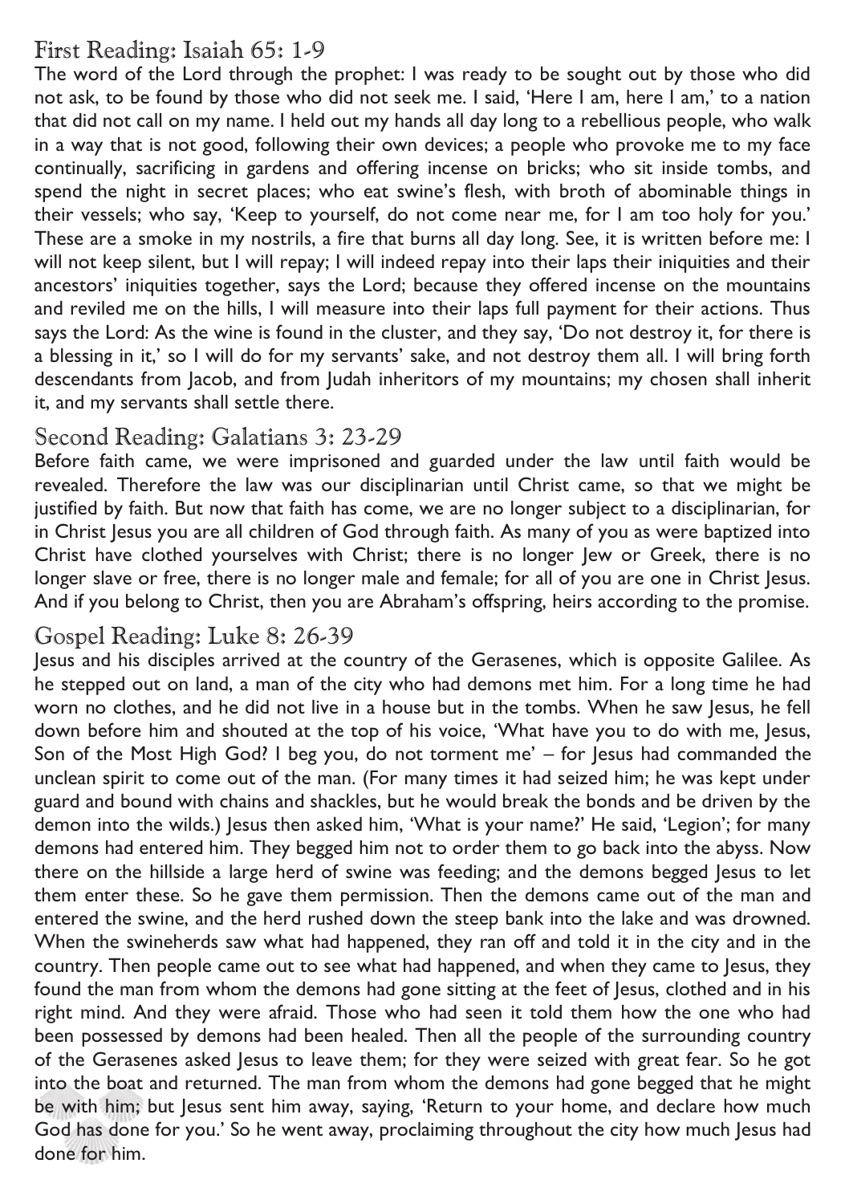## First Reading: Isaiah 65: 1-9

The word of the Lord through the prophet: I was ready to be sought out by those who did not ask, to be found by those who did not seek me. I said, 'Here I am, here I am,' to a nation that did not call on my name. I held out my hands all day long to a rebellious people, who walk in a way that is not good, following their own devices; a people who provoke me to my face continually, sacrificing in gardens and offering incense on bricks; who sit inside tombs, and spend the night in secret places; who eat swine's flesh, with broth of abominable things in their vessels; who say, 'Keep to yourself, do not come near me, for I am too holy for you.' These are a smoke in my nostrils, a fire that burns all day long. See, it is written before me: I will not keep silent, but I will repay; I will indeed repay into their laps their iniquities and their ancestors' iniquities together, says the Lord; because they offered incense on the mountains and reviled me on the hills, I will measure into their laps full payment for their actions. Thus says the Lord: As the wine is found in the cluster, and they say, 'Do not destroy it, for there is a blessing in it,' so I will do for my servants' sake, and not destroy them all. I will bring forth descendants from Jacob, and from Judah inheritors of my mountains; my chosen shall inherit it, and my servants shall settle there.

## Second Reading: Galatians 3: 23-29

Before faith came, we were imprisoned and guarded under the law until faith would be revealed. Therefore the law was our disciplinarian until Christ came, so that we might be justified by faith. But now that faith has come, we are no longer subject to a disciplinarian, for in Christ Jesus you are all children of God through faith. As many of you as were baptized into Christ have clothed yourselves with Christ; there is no longer Jew or Greek, there is no longer slave or free, there is no longer male and female; for all of you are one in Christ Jesus. And if you belong to Christ, then you are Abraham's offspring, heirs according to the promise.

## Gospel Reading: Luke 8: 26-39

Jesus and his disciples arrived at the country of the Gerasenes, which is opposite Galilee. As he stepped out on land, a man of the city who had demons met him. For a long time he had worn no clothes, and he did not live in a house but in the tombs. When he saw Jesus, he fell down before him and shouted at the top of his voice, 'What have you to do with me, Jesus, Son of the Most High God? I beg you, do not torment me' – for Jesus had commanded the unclean spirit to come out of the man. (For many times it had seized him; he was kept under guard and bound with chains and shackles, but he would break the bonds and be driven by the demon into the wilds.) Jesus then asked him, 'What is your name?' He said, 'Legion'; for many demons had entered him. They begged him not to order them to go back into the abyss. Now there on the hillside a large herd of swine was feeding; and the demons begged Jesus to let them enter these. So he gave them permission. Then the demons came out of the man and entered the swine, and the herd rushed down the steep bank into the lake and was drowned. When the swineherds saw what had happened, they ran off and told it in the city and in the country. Then people came out to see what had happened, and when they came to Jesus, they found the man from whom the demons had gone sitting at the feet of Jesus, clothed and in his right mind. And they were afraid. Those who had seen it told them how the one who had been possessed by demons had been healed. Then all the people of the surrounding country of the Gerasenes asked Jesus to leave them; for they were seized with great fear. So he got into the boat and returned. The man from whom the demons had gone begged that he might be with him; but Jesus sent him away, saying, 'Return to your home, and declare how much God has done for you.' So he went away, proclaiming throughout the city how much Jesus had done for him.